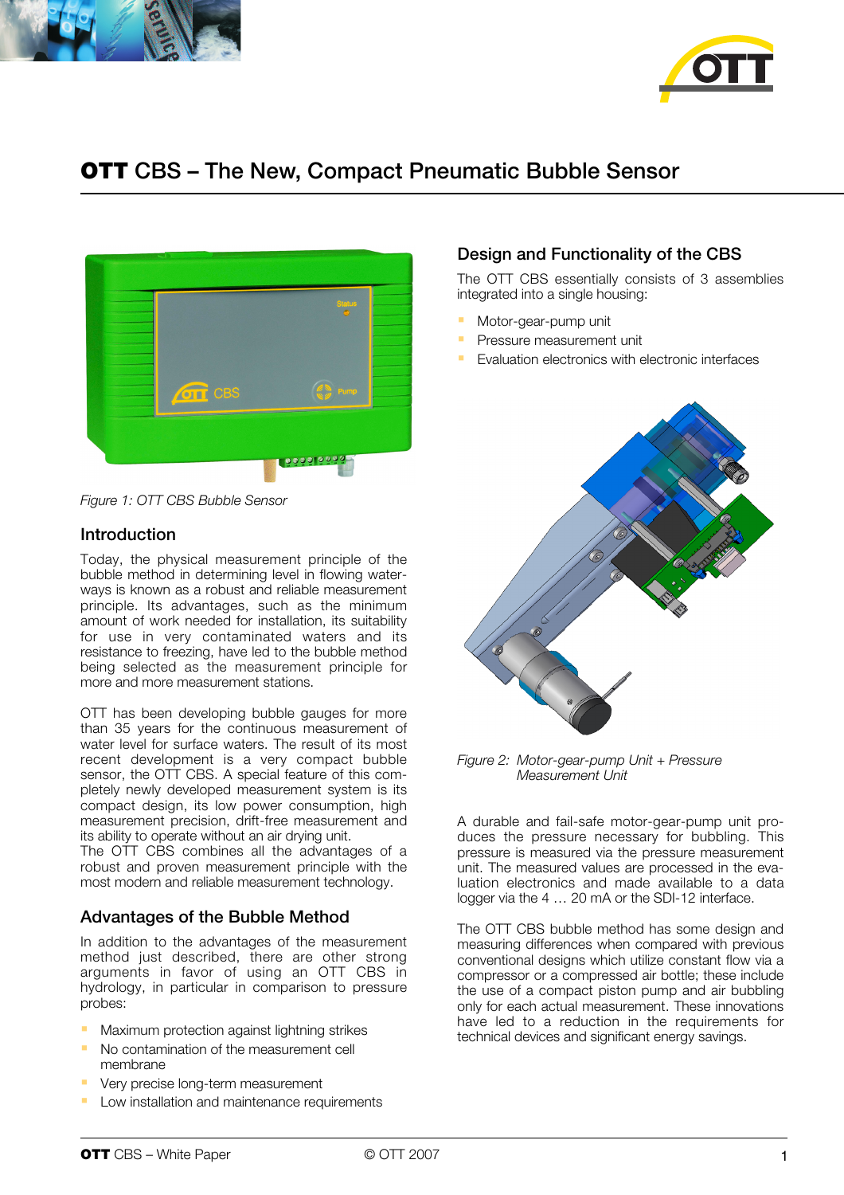# **OTT** CBS – The New, Compact Pneumatic Bubble Sensor

*Figure 1: OTT CBS Bubble Sensor*

## Introduction

Today, the physical measurement principle of the bubble method in determining level in flowing waterways is known as a robust and reliable measurement principle. Its advantages, such as the minimum amount of work needed for installation, its suitability for use in very contaminated waters and its resistance to freezing, have led to the bubble method being selected as the measurement principle for more and more measurement stations.

OTT has been developing bubble gauges for more than 35 years for the continuous measurement of water level for surface waters. The result of its most recent development is a very compact bubble sensor, the OTT CBS. A special feature of this completely newly developed measurement system is its compact design, its low power consumption, high measurement precision, drift-free measurement and its ability to operate without an air drying unit. The OTT CBS combines all the advantages of a robust and proven measurement principle with the most modern and reliable measurement technology.

## Advantages of the Bubble Method

In addition to the advantages of the measurement method just described, there are other strong arguments in favor of using an OTT CBS in hydrology, in particular in comparison to pressure probes:

- Maximum protection against lightning strikes
- No contamination of the measurement cell membrane
- Very precise long-term measurement
- Low installation and maintenance requirements

## Design and Functionality of the CBS

The OTT CBS essentially consists of 3 assemblies integrated into a single housing:

- Motor-gear-pump unit
- Pressure measurement unit
- Evaluation electronics with electronic interfaces

*Figure 2: Motor-gear-pump Unit + Pressure Measurement Unit*

A durable and fail-safe motor-gear-pump unit produces the pressure necessary for bubbling. This pressure is measured via the pressure measurement unit. The measured values are processed in the evaluation electronics and made available to a data logger via the 4 … 20 mA or the SDI-12 interface.

The OTT CBS bubble method has some design and measuring differences when compared with previous conventional designs which utilize constant flow via a compressor or a compressed air bottle; these include the use of a compact piston pump and air bubbling only for each actual measurement. These innovations have led to a reduction in the requirements for technical devices and significant energy savings.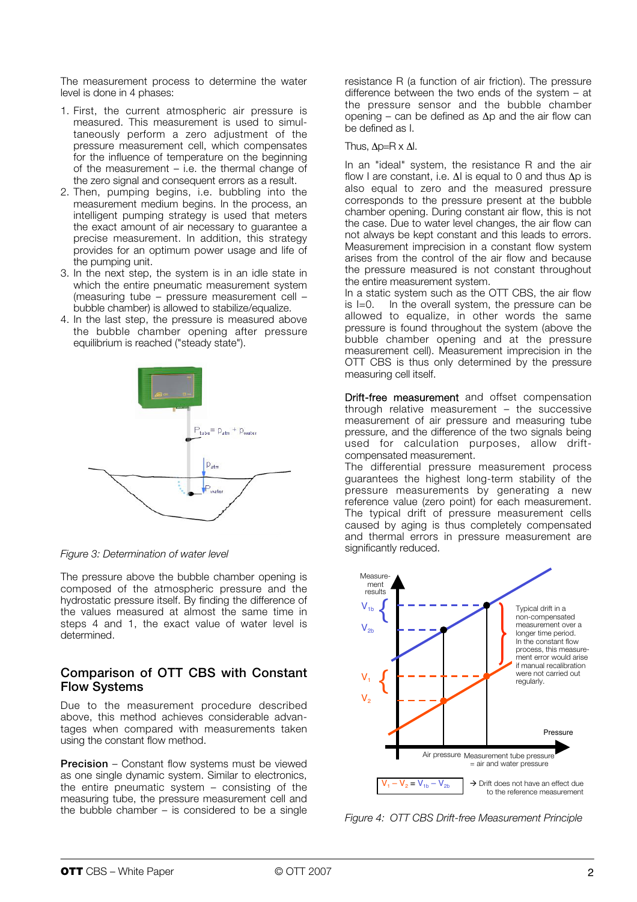The measurement process to determine the water level is done in 4 phases:

1. First, the current atmospheric air pressure is measured. This measurement is used to simultaneously perform a zero adjustment of the pressure measurement cell, which compensates for the influence of temperature on the beginning of the measurement – i.e. the thermal change of the zero signal and consequent errors as a result.
2. Then, pumping begins, i.e. bubbling into the measurement medium begins. In the process, an intelligent pumping strategy is used that meters the exact amount of air necessary to guarantee a precise measurement. In addition, this strategy provides for an optimum power usage and life of the pumping unit.
3. In the next step, the system is in an idle state in which the entire pneumatic measurement system (measuring tube – pressure measurement cell – bubble chamber) is allowed to stabilize/equalize.
4. In the last step, the pressure is measured above the bubble chamber opening after pressure equilibrium is reached ("steady state").

*Figure 3: Determination of water level*

The pressure above the bubble chamber opening is composed of the atmospheric pressure and the hydrostatic pressure itself. By finding the difference of the values measured at almost the same time in steps 4 and 1, the exact value of water level is determined.

## Comparison of OTT CBS with Constant Flow Systems

Due to the measurement procedure described above, this method achieves considerable advantages when compared with measurements taken using the constant flow method.

**Precision** – Constant flow systems must be viewed as one single dynamic system. Similar to electronics, the entire pneumatic system – consisting of the measuring tube, the pressure measurement cell and the bubble chamber – is considered to be a single resistance R (a function of air friction). The pressure difference between the two ends of the system – at the pressure sensor and the bubble chamber opening – can be defined as $\Delta p$ and the air flow can be defined as I.

Thus, $\Delta p = R \times \Delta I$.

In an "ideal" system, the resistance R and the air flow I are constant, i.e. $\Delta I$ is equal to 0 and thus $\Delta p$ is also equal to zero and the measured pressure corresponds to the pressure present at the bubble chamber opening. During constant air flow, this is not the case. Due to water level changes, the air flow can not always be kept constant and this leads to errors. Measurement imprecision in a constant flow system arises from the control of the air flow and because the pressure measured is not constant throughout the entire measurement system.
In a static system such as the OTT CBS, the air flow is $I=0$. In the overall system, the pressure can be allowed to equalize, in other words the same pressure is found throughout the system (above the bubble chamber opening and at the pressure measurement cell). Measurement imprecision in the OTT CBS is thus only determined by the pressure measuring cell itself.

**Drift-free measurement** and offset compensation through relative measurement – the successive measurement of air pressure and measuring tube pressure, and the difference of the two signals being used for calculation purposes, allow drift-compensated measurement.
The differential pressure measurement process guarantees the highest long-term stability of the pressure measurements by generating a new reference value (zero point) for each measurement. The typical drift of pressure measurement cells caused by aging is thus completely compensated and thermal errors in pressure measurement are significantly reduced.

*Figure 4: OTT CBS Drift-free Measurement Principle*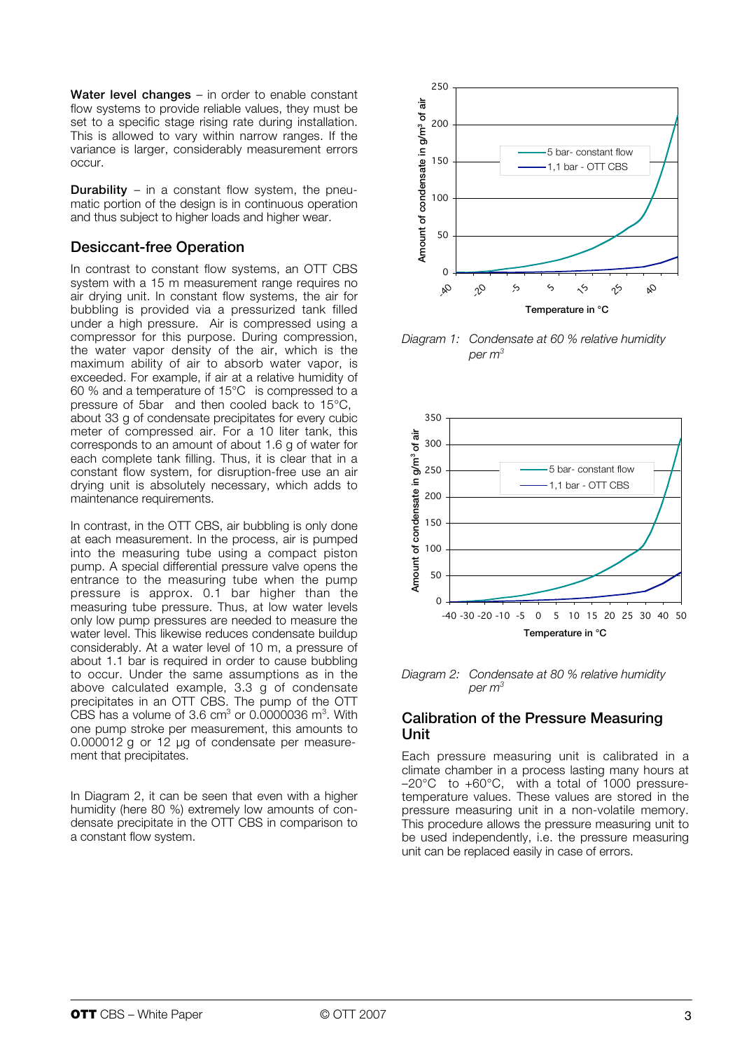**Water level changes** – in order to enable constant flow systems to provide reliable values, they must be set to a specific stage rising rate during installation. This is allowed to vary within narrow ranges. If the variance is larger, considerably measurement errors occur.

**Durability** – in a constant flow system, the pneumatic portion of the design is in continuous operation and thus subject to higher loads and higher wear.

## Desiccant-free Operation

In contrast to constant flow systems, an OTT CBS system with a 15 m measurement range requires no air drying unit. In constant flow systems, the air for bubbling is provided via a pressurized tank filled under a high pressure. Air is compressed using a compressor for this purpose. During compression, the water vapor density of the air, which is the maximum ability of air to absorb water vapor, is exceeded. For example, if air at a relative humidity of 60 % and a temperature of 15°C is compressed to a pressure of 5bar and then cooled back to 15°C, about 33 g of condensate precipitates for every cubic meter of compressed air. For a 10 liter tank, this corresponds to an amount of about 1.6 g of water for each complete tank filling. Thus, it is clear that in a constant flow system, for disruption-free use an air drying unit is absolutely necessary, which adds to maintenance requirements.

In contrast, in the OTT CBS, air bubbling is only done at each measurement. In the process, air is pumped into the measuring tube using a compact piston pump. A special differential pressure valve opens the entrance to the measuring tube when the pump pressure is approx. 0.1 bar higher than the measuring tube pressure. Thus, at low water levels only low pump pressures are needed to measure the water level. This likewise reduces condensate buildup considerably. At a water level of 10 m, a pressure of about 1.1 bar is required in order to cause bubbling to occur. Under the same assumptions as in the above calculated example, 3.3 g of condensate precipitates in an OTT CBS. The pump of the OTT CBS has a volume of 3.6 $cm^3$ or 0.0000036 $m^3$. With one pump stroke per measurement, this amounts to 0.000012 g or 12 µg of condensate per measurement that precipitates.

In Diagram 2, it can be seen that even with a higher humidity (here 80 %) extremely low amounts of condensate precipitate in the OTT CBS in comparison to a constant flow system.

*Diagram 1: Condensate at 60 % relative humidity per $m^3$*

*Diagram 2: Condensate at 80 % relative humidity per $m^3$*

## Calibration of the Pressure Measuring Unit

Each pressure measuring unit is calibrated in a climate chamber in a process lasting many hours at –20°C to +60°C, with a total of 1000 pressure-temperature values. These values are stored in the pressure measuring unit in a non-volatile memory. This procedure allows the pressure measuring unit to be used independently, i.e. the pressure measuring unit can be replaced easily in case of errors.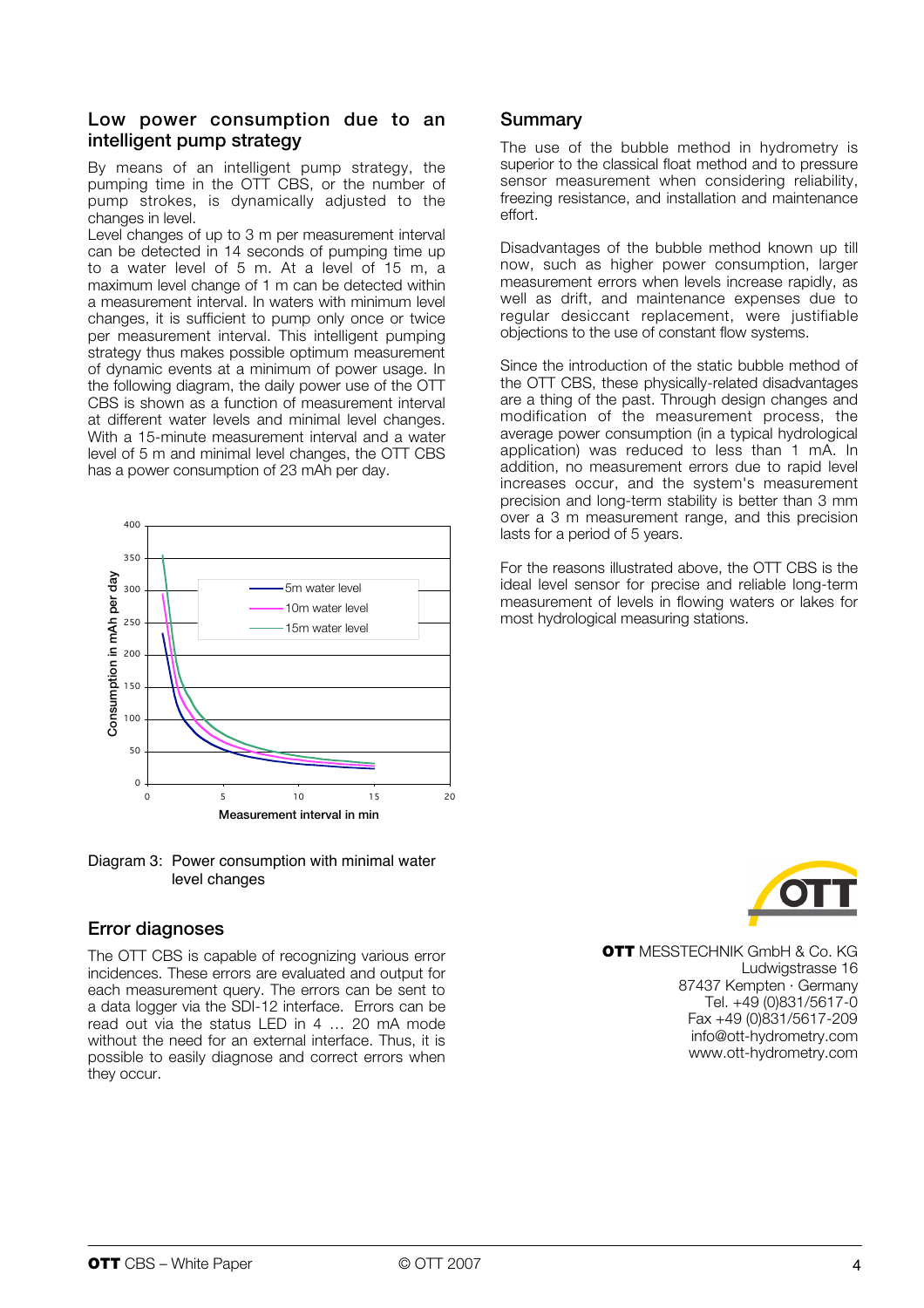## Low power consumption due to an intelligent pump strategy

By means of an intelligent pump strategy, the pumping time in the OTT CBS, or the number of pump strokes, is dynamically adjusted to the changes in level.
Level changes of up to 3 m per measurement interval can be detected in 14 seconds of pumping time up to a water level of 5 m. At a level of 15 m, a maximum level change of 1 m can be detected within a measurement interval. In waters with minimum level changes, it is sufficient to pump only once or twice per measurement interval. This intelligent pumping strategy thus makes possible optimum measurement of dynamic events at a minimum of power usage. In the following diagram, the daily power use of the OTT CBS is shown as a function of measurement interval at different water levels and minimal level changes. With a 15-minute measurement interval and a water level of 5 m and minimal level changes, the OTT CBS has a power consumption of 23 mAh per day.

Consumption in mAh per day
400
350
300
250
200
150
100
50
0

5m water level
10m water level
15m water level

0
5
10
15
20
Measurement interval in min

Diagram 3: Power consumption with minimal water level changes

## Error diagnoses

The OTT CBS is capable of recognizing various error incidences. These errors are evaluated and output for each measurement query. The errors can be sent to a data logger via the SDI-12 interface. Errors can be read out via the status LED in 4 … 20 mA mode without the need for an external interface. Thus, it is possible to easily diagnose and correct errors when they occur.

## Summary

The use of the bubble method in hydrometry is superior to the classical float method and to pressure sensor measurement when considering reliability, freezing resistance, and installation and maintenance effort.

Disadvantages of the bubble method known up till now, such as higher power consumption, larger measurement errors when levels increase rapidly, as well as drift, and maintenance expenses due to regular desiccant replacement, were justifiable objections to the use of constant flow systems.

Since the introduction of the static bubble method of the OTT CBS, these physically-related disadvantages are a thing of the past. Through design changes and modification of the measurement process, the average power consumption (in a typical hydrological application) was reduced to less than 1 mA. In addition, no measurement errors due to rapid level increases occur, and the system's measurement precision and long-term stability is better than 3 mm over a 3 m measurement range, and this precision lasts for a period of 5 years.

For the reasons illustrated above, the OTT CBS is the ideal level sensor for precise and reliable long-term measurement of levels in flowing waters or lakes for most hydrological measuring stations.

**OTT** MESSTECHNIK GmbH & Co. KG
Ludwigstrasse 16
87437 Kempten · Germany
Tel. +49 (0)831/5617-0
Fax +49 (0)831/5617-209
info@ott-hydrometry.com
www.ott-hydrometry.com